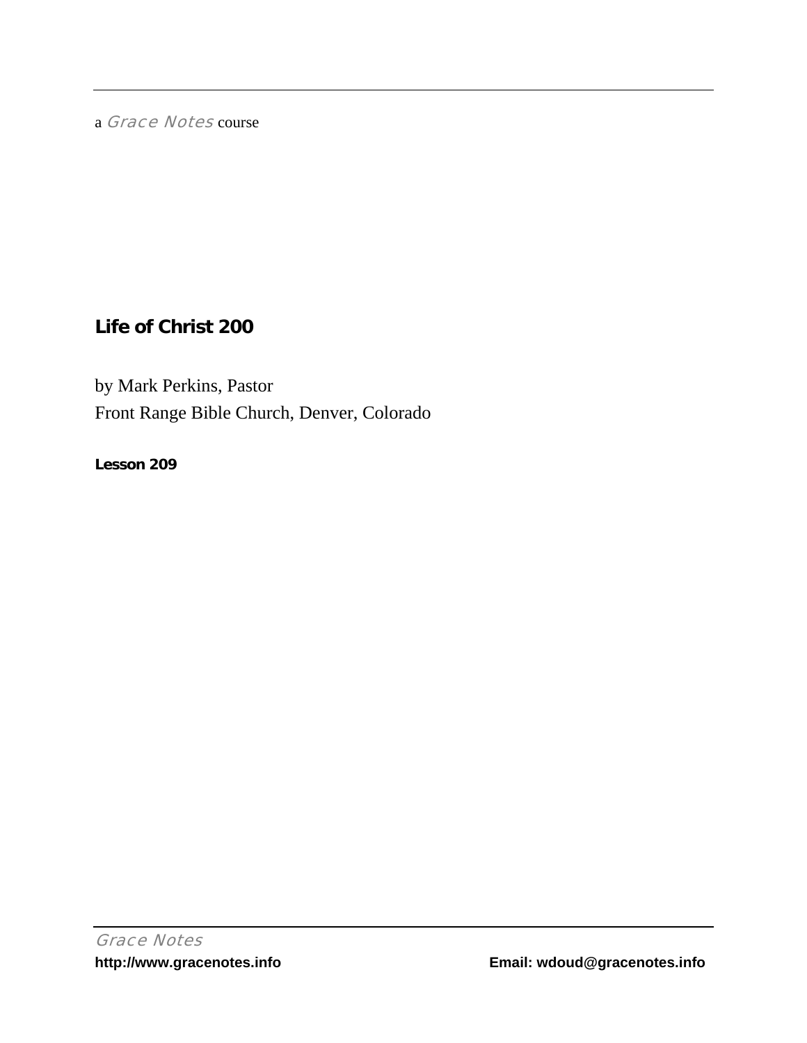a *Grace Notes* course

## Life of Christ 200

by Mark Perkins, Pastor
Front Range Bible Church, Denver, Colorado

**Lesson 209**

*Grace Notes*
**http://www.gracenotes.info** **Email: wdoud@gracenotes.info**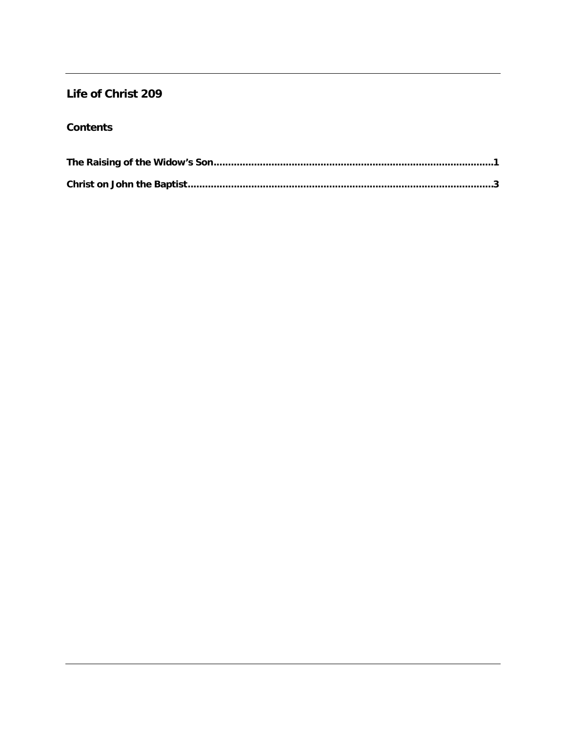## Life of Christ 209

### Contents

**The Raising of the Widow's Son................................................................................................1**

**Christ on John the Baptist........................................................................................................3**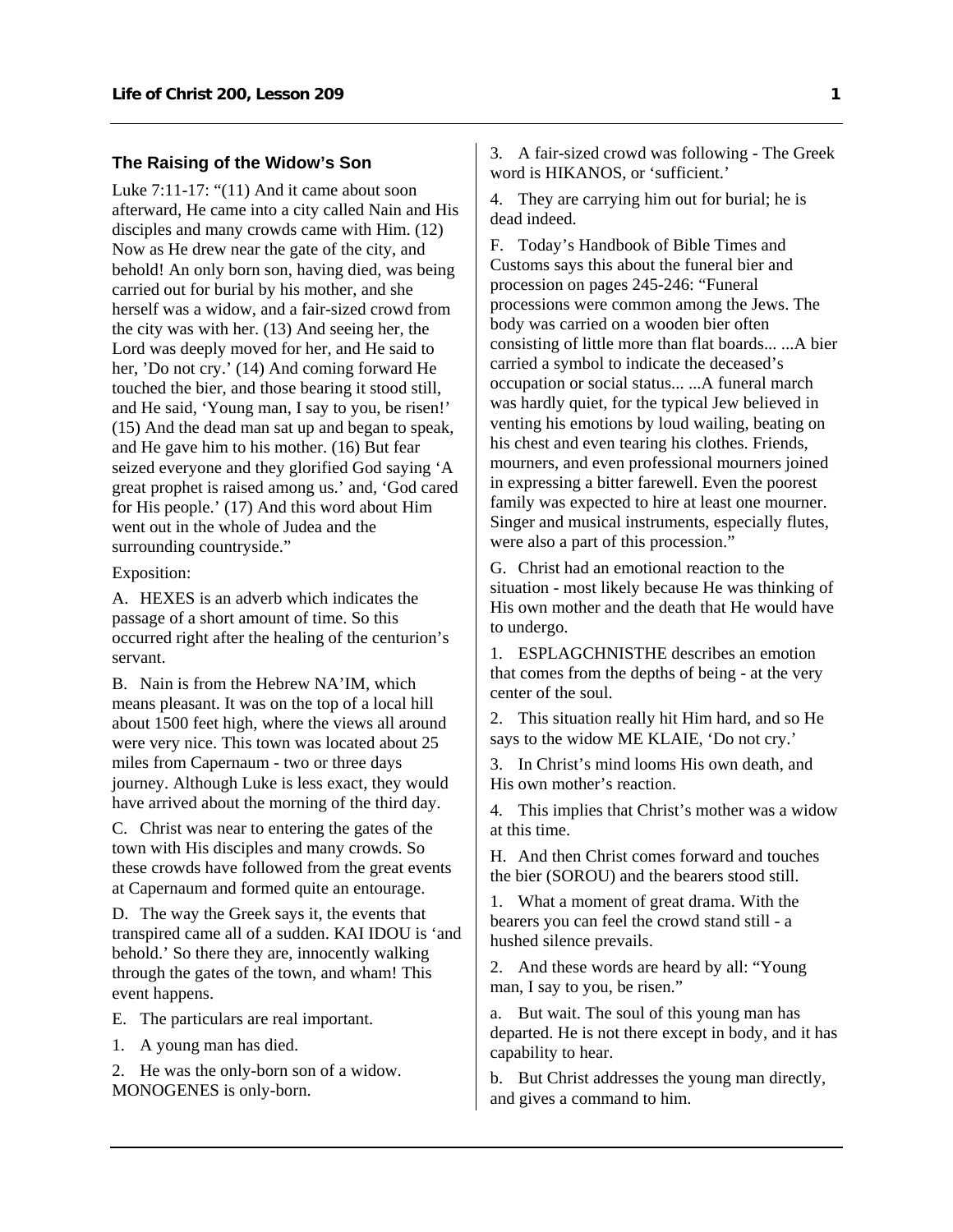### The Raising of the Widow's Son

Luke 7:11-17: "(11) And it came about soon afterward, He came into a city called Nain and His disciples and many crowds came with Him. (12) Now as He drew near the gate of the city, and behold! An only born son, having died, was being carried out for burial by his mother, and she herself was a widow, and a fair-sized crowd from the city was with her. (13) And seeing her, the Lord was deeply moved for her, and He said to her, 'Do not cry.' (14) And coming forward He touched the bier, and those bearing it stood still, and He said, 'Young man, I say to you, be risen!' (15) And the dead man sat up and began to speak, and He gave him to his mother. (16) But fear seized everyone and they glorified God saying 'A great prophet is raised among us.' and, 'God cared for His people.' (17) And this word about Him went out in the whole of Judea and the surrounding countryside."

Exposition:

A. HEXES is an adverb which indicates the passage of a short amount of time. So this occurred right after the healing of the centurion's servant.

B. Nain is from the Hebrew NA'IM, which means pleasant. It was on the top of a local hill about 1500 feet high, where the views all around were very nice. This town was located about 25 miles from Capernaum - two or three days journey. Although Luke is less exact, they would have arrived about the morning of the third day.

C. Christ was near to entering the gates of the town with His disciples and many crowds. So these crowds have followed from the great events at Capernaum and formed quite an entourage.

D. The way the Greek says it, the events that transpired came all of a sudden. KAI IDOU is 'and behold.' So there they are, innocently walking through the gates of the town, and wham! This event happens.

E. The particulars are real important.

1. A young man has died.

2. He was the only-born son of a widow. MONOGENES is only-born.

3. A fair-sized crowd was following - The Greek word is HIKANOS, or 'sufficient.'

4. They are carrying him out for burial; he is dead indeed.

F. Today's Handbook of Bible Times and Customs says this about the funeral bier and procession on pages 245-246: "Funeral processions were common among the Jews. The body was carried on a wooden bier often consisting of little more than flat boards... ...A bier carried a symbol to indicate the deceased's occupation or social status... ...A funeral march was hardly quiet, for the typical Jew believed in venting his emotions by loud wailing, beating on his chest and even tearing his clothes. Friends, mourners, and even professional mourners joined in expressing a bitter farewell. Even the poorest family was expected to hire at least one mourner. Singer and musical instruments, especially flutes, were also a part of this procession."

G. Christ had an emotional reaction to the situation - most likely because He was thinking of His own mother and the death that He would have to undergo.

1. ESPLAGCHNISTHE describes an emotion that comes from the depths of being - at the very center of the soul.

2. This situation really hit Him hard, and so He says to the widow ME KLAIE, 'Do not cry.'

3. In Christ's mind looms His own death, and His own mother's reaction.

4. This implies that Christ's mother was a widow at this time.

H. And then Christ comes forward and touches the bier (SOROU) and the bearers stood still.

1. What a moment of great drama. With the bearers you can feel the crowd stand still - a hushed silence prevails.

2. And these words are heard by all: "Young man, I say to you, be risen."

a. But wait. The soul of this young man has departed. He is not there except in body, and it has capability to hear.

b. But Christ addresses the young man directly, and gives a command to him.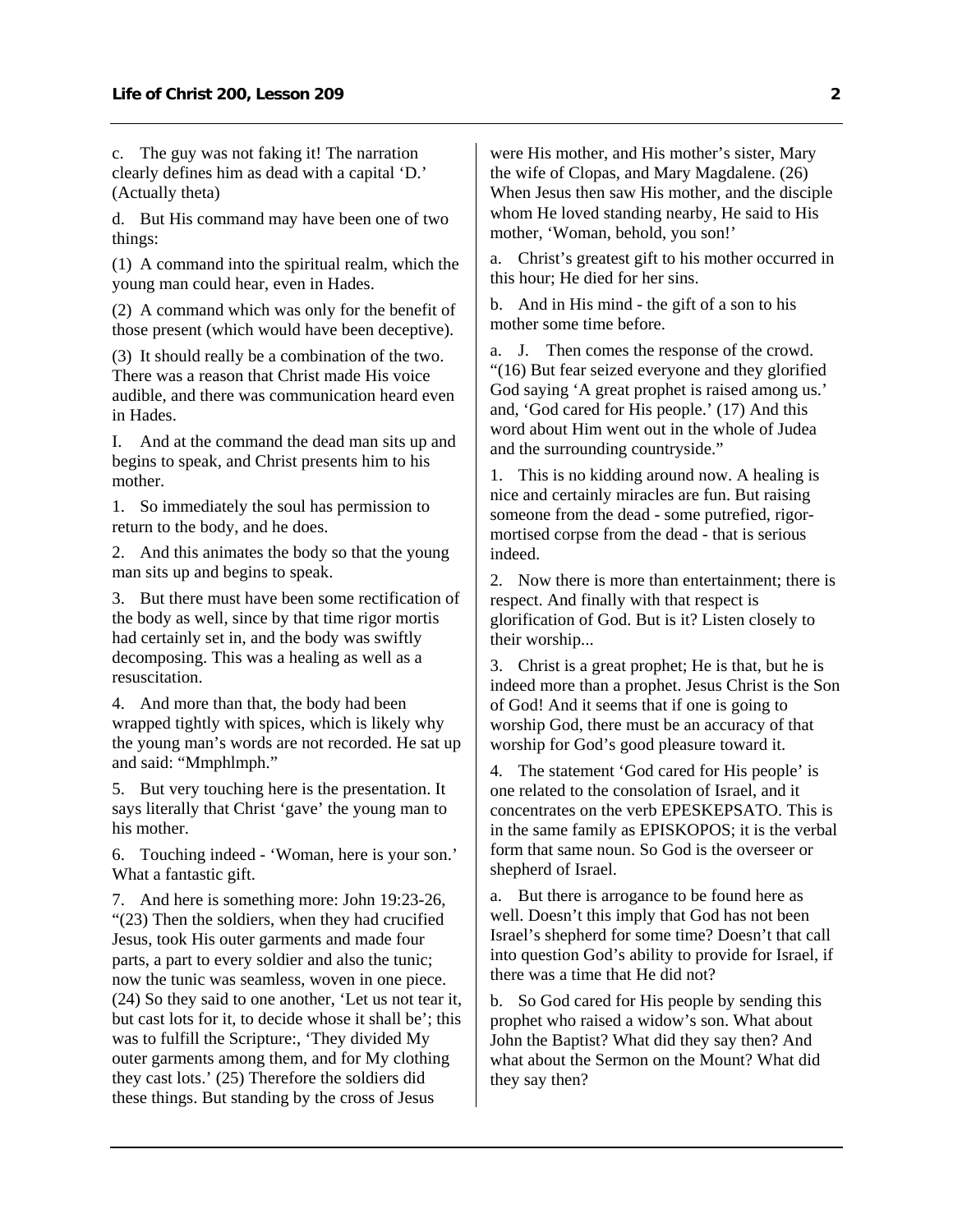c. The guy was not faking it! The narration clearly defines him as dead with a capital 'D.' (Actually theta)

d. But His command may have been one of two things:

(1) A command into the spiritual realm, which the young man could hear, even in Hades.

(2) A command which was only for the benefit of those present (which would have been deceptive).

(3) It should really be a combination of the two. There was a reason that Christ made His voice audible, and there was communication heard even in Hades.

I. And at the command the dead man sits up and begins to speak, and Christ presents him to his mother.

1. So immediately the soul has permission to return to the body, and he does.

2. And this animates the body so that the young man sits up and begins to speak.

3. But there must have been some rectification of the body as well, since by that time rigor mortis had certainly set in, and the body was swiftly decomposing. This was a healing as well as a resuscitation.

4. And more than that, the body had been wrapped tightly with spices, which is likely why the young man's words are not recorded. He sat up and said: "Mmphlmph."

5. But very touching here is the presentation. It says literally that Christ 'gave' the young man to his mother.

6. Touching indeed - 'Woman, here is your son.' What a fantastic gift.

7. And here is something more: John 19:23-26, "(23) Then the soldiers, when they had crucified Jesus, took His outer garments and made four parts, a part to every soldier and also the tunic; now the tunic was seamless, woven in one piece. (24) So they said to one another, 'Let us not tear it, but cast lots for it, to decide whose it shall be'; this was to fulfill the Scripture:, 'They divided My outer garments among them, and for My clothing they cast lots.' (25) Therefore the soldiers did these things. But standing by the cross of Jesus were His mother, and His mother's sister, Mary the wife of Clopas, and Mary Magdalene. (26) When Jesus then saw His mother, and the disciple whom He loved standing nearby, He said to His mother, 'Woman, behold, you son!'

a. Christ's greatest gift to his mother occurred in this hour; He died for her sins.

b. And in His mind - the gift of a son to his mother some time before.

a. J. Then comes the response of the crowd. "(16) But fear seized everyone and they glorified God saying 'A great prophet is raised among us.' and, 'God cared for His people.' (17) And this word about Him went out in the whole of Judea and the surrounding countryside."

1. This is no kidding around now. A healing is nice and certainly miracles are fun. But raising someone from the dead - some putrefied, rigor-mortised corpse from the dead - that is serious indeed.

2. Now there is more than entertainment; there is respect. And finally with that respect is glorification of God. But is it? Listen closely to their worship...

3. Christ is a great prophet; He is that, but he is indeed more than a prophet. Jesus Christ is the Son of God! And it seems that if one is going to worship God, there must be an accuracy of that worship for God's good pleasure toward it.

4. The statement 'God cared for His people' is one related to the consolation of Israel, and it concentrates on the verb EPESKEPSATO. This is in the same family as EPISKOPOS; it is the verbal form that same noun. So God is the overseer or shepherd of Israel.

a. But there is arrogance to be found here as well. Doesn't this imply that God has not been Israel's shepherd for some time? Doesn't that call into question God's ability to provide for Israel, if there was a time that He did not?

b. So God cared for His people by sending this prophet who raised a widow's son. What about John the Baptist? What did they say then? And what about the Sermon on the Mount? What did they say then?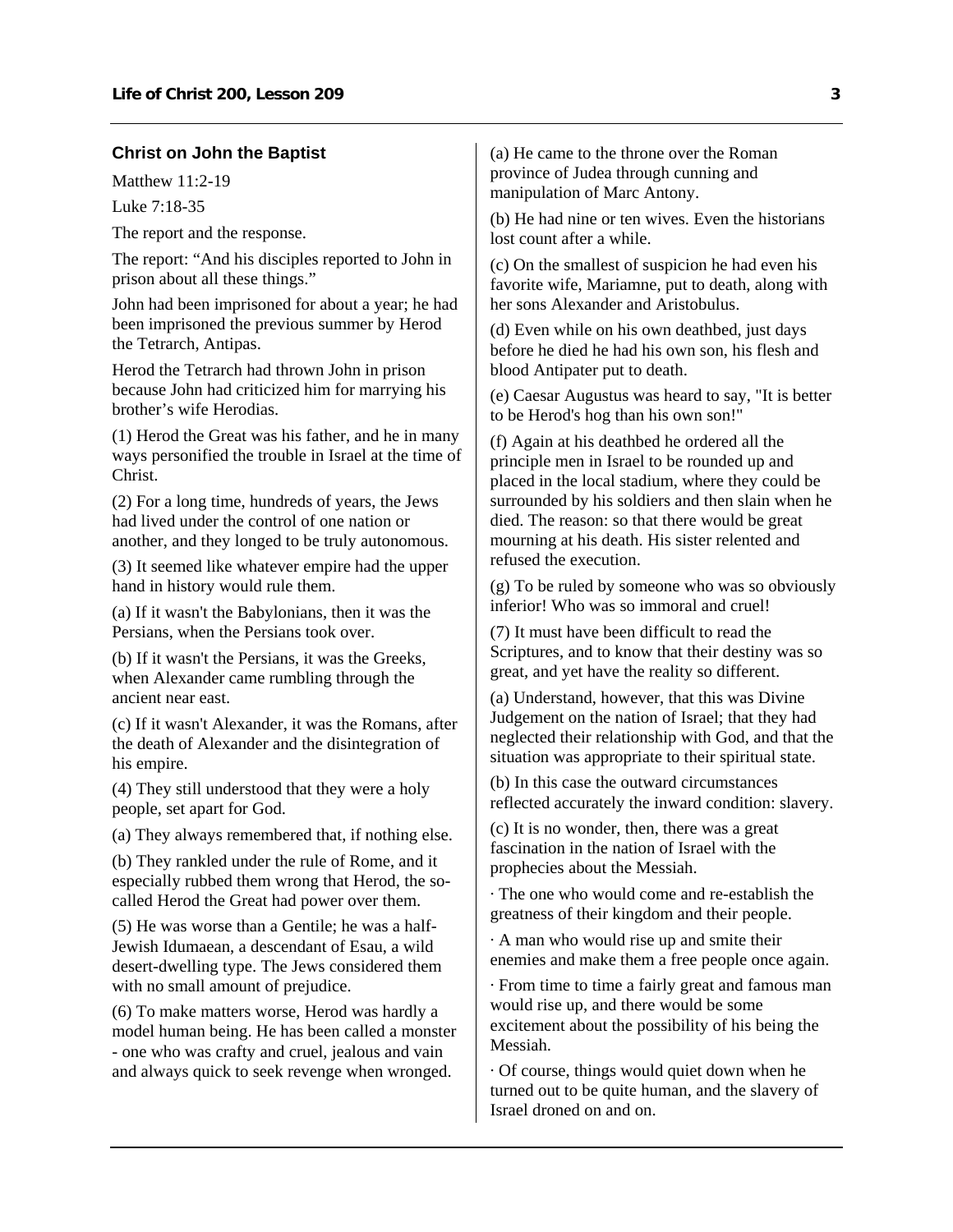### Christ on John the Baptist

Matthew 11:2-19

Luke 7:18-35

The report and the response.

The report: "And his disciples reported to John in prison about all these things."

John had been imprisoned for about a year; he had been imprisoned the previous summer by Herod the Tetrarch, Antipas.

Herod the Tetrarch had thrown John in prison because John had criticized him for marrying his brother's wife Herodias.

(1) Herod the Great was his father, and he in many ways personified the trouble in Israel at the time of Christ.

(2) For a long time, hundreds of years, the Jews had lived under the control of one nation or another, and they longed to be truly autonomous.

(3) It seemed like whatever empire had the upper hand in history would rule them.

(a) If it wasn't the Babylonians, then it was the Persians, when the Persians took over.

(b) If it wasn't the Persians, it was the Greeks, when Alexander came rumbling through the ancient near east.

(c) If it wasn't Alexander, it was the Romans, after the death of Alexander and the disintegration of his empire.

(4) They still understood that they were a holy people, set apart for God.

(a) They always remembered that, if nothing else.

(b) They rankled under the rule of Rome, and it especially rubbed them wrong that Herod, the so-called Herod the Great had power over them.

(5) He was worse than a Gentile; he was a half-Jewish Idumaean, a descendant of Esau, a wild desert-dwelling type. The Jews considered them with no small amount of prejudice.

(6) To make matters worse, Herod was hardly a model human being. He has been called a monster - one who was crafty and cruel, jealous and vain and always quick to seek revenge when wronged.

(a) He came to the throne over the Roman province of Judea through cunning and manipulation of Marc Antony.

(b) He had nine or ten wives. Even the historians lost count after a while.

(c) On the smallest of suspicion he had even his favorite wife, Mariamne, put to death, along with her sons Alexander and Aristobulus.

(d) Even while on his own deathbed, just days before he died he had his own son, his flesh and blood Antipater put to death.

(e) Caesar Augustus was heard to say, "It is better to be Herod's hog than his own son!"

(f) Again at his deathbed he ordered all the principle men in Israel to be rounded up and placed in the local stadium, where they could be surrounded by his soldiers and then slain when he died. The reason: so that there would be great mourning at his death. His sister relented and refused the execution.

(g) To be ruled by someone who was so obviously inferior! Who was so immoral and cruel!

(7) It must have been difficult to read the Scriptures, and to know that their destiny was so great, and yet have the reality so different.

(a) Understand, however, that this was Divine Judgement on the nation of Israel; that they had neglected their relationship with God, and that the situation was appropriate to their spiritual state.

(b) In this case the outward circumstances reflected accurately the inward condition: slavery.

(c) It is no wonder, then, there was a great fascination in the nation of Israel with the prophecies about the Messiah.

- The one who would come and re-establish the greatness of their kingdom and their people.
- A man who would rise up and smite their enemies and make them a free people once again.
- From time to time a fairly great and famous man would rise up, and there would be some excitement about the possibility of his being the Messiah.
- Of course, things would quiet down when he turned out to be quite human, and the slavery of Israel droned on and on.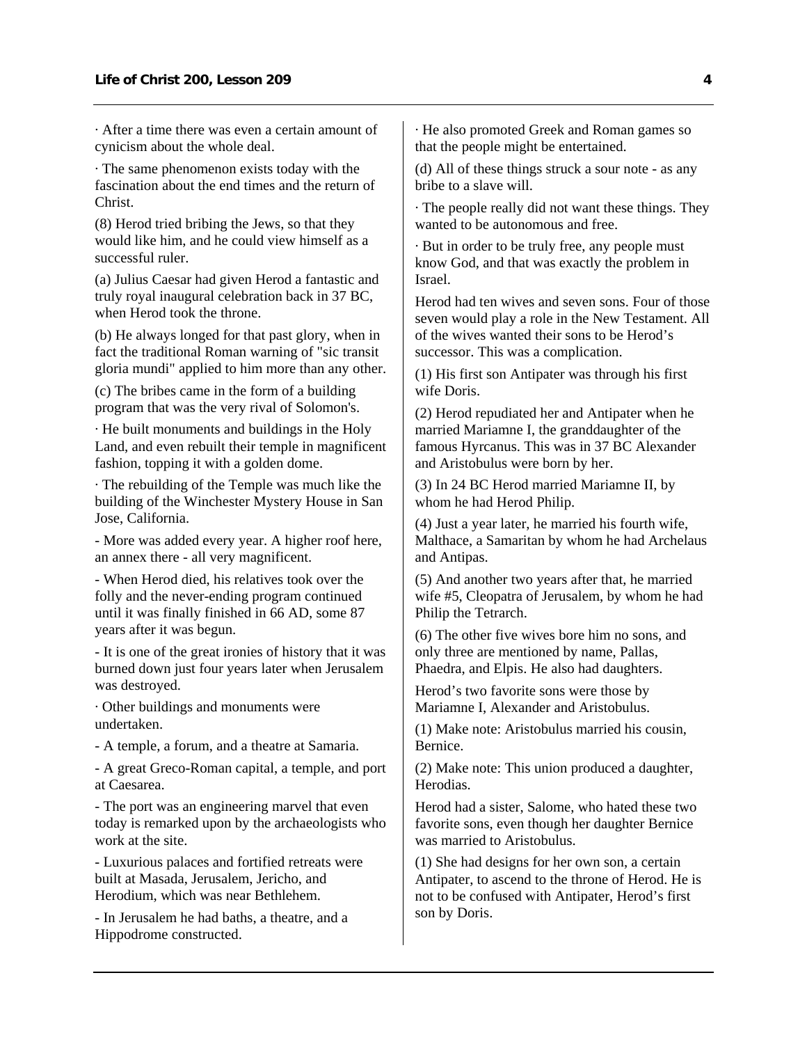· After a time there was even a certain amount of cynicism about the whole deal.

· The same phenomenon exists today with the fascination about the end times and the return of Christ.

(8) Herod tried bribing the Jews, so that they would like him, and he could view himself as a successful ruler.

(a) Julius Caesar had given Herod a fantastic and truly royal inaugural celebration back in 37 BC, when Herod took the throne.

(b) He always longed for that past glory, when in fact the traditional Roman warning of "sic transit gloria mundi" applied to him more than any other.

(c) The bribes came in the form of a building program that was the very rival of Solomon's.

· He built monuments and buildings in the Holy Land, and even rebuilt their temple in magnificent fashion, topping it with a golden dome.

· The rebuilding of the Temple was much like the building of the Winchester Mystery House in San Jose, California.

- More was added every year. A higher roof here, an annex there - all very magnificent.

- When Herod died, his relatives took over the folly and the never-ending program continued until it was finally finished in 66 AD, some 87 years after it was begun.

- It is one of the great ironies of history that it was burned down just four years later when Jerusalem was destroyed.

· Other buildings and monuments were undertaken.

- A temple, a forum, and a theatre at Samaria.

- A great Greco-Roman capital, a temple, and port at Caesarea.

- The port was an engineering marvel that even today is remarked upon by the archaeologists who work at the site.

- Luxurious palaces and fortified retreats were built at Masada, Jerusalem, Jericho, and Herodium, which was near Bethlehem.

- In Jerusalem he had baths, a theatre, and a Hippodrome constructed.

· He also promoted Greek and Roman games so that the people might be entertained.

(d) All of these things struck a sour note - as any bribe to a slave will.

· The people really did not want these things. They wanted to be autonomous and free.

· But in order to be truly free, any people must know God, and that was exactly the problem in Israel.

Herod had ten wives and seven sons. Four of those seven would play a role in the New Testament. All of the wives wanted their sons to be Herod's successor. This was a complication.

(1) His first son Antipater was through his first wife Doris.

(2) Herod repudiated her and Antipater when he married Mariamne I, the granddaughter of the famous Hyrcanus. This was in 37 BC Alexander and Aristobulus were born by her.

(3) In 24 BC Herod married Mariamne II, by whom he had Herod Philip.

(4) Just a year later, he married his fourth wife, Malthace, a Samaritan by whom he had Archelaus and Antipas.

(5) And another two years after that, he married wife #5, Cleopatra of Jerusalem, by whom he had Philip the Tetrarch.

(6) The other five wives bore him no sons, and only three are mentioned by name, Pallas, Phaedra, and Elpis. He also had daughters.

Herod's two favorite sons were those by Mariamne I, Alexander and Aristobulus.

(1) Make note: Aristobulus married his cousin, Bernice.

(2) Make note: This union produced a daughter, Herodias.

Herod had a sister, Salome, who hated these two favorite sons, even though her daughter Bernice was married to Aristobulus.

(1) She had designs for her own son, a certain Antipater, to ascend to the throne of Herod. He is not to be confused with Antipater, Herod's first son by Doris.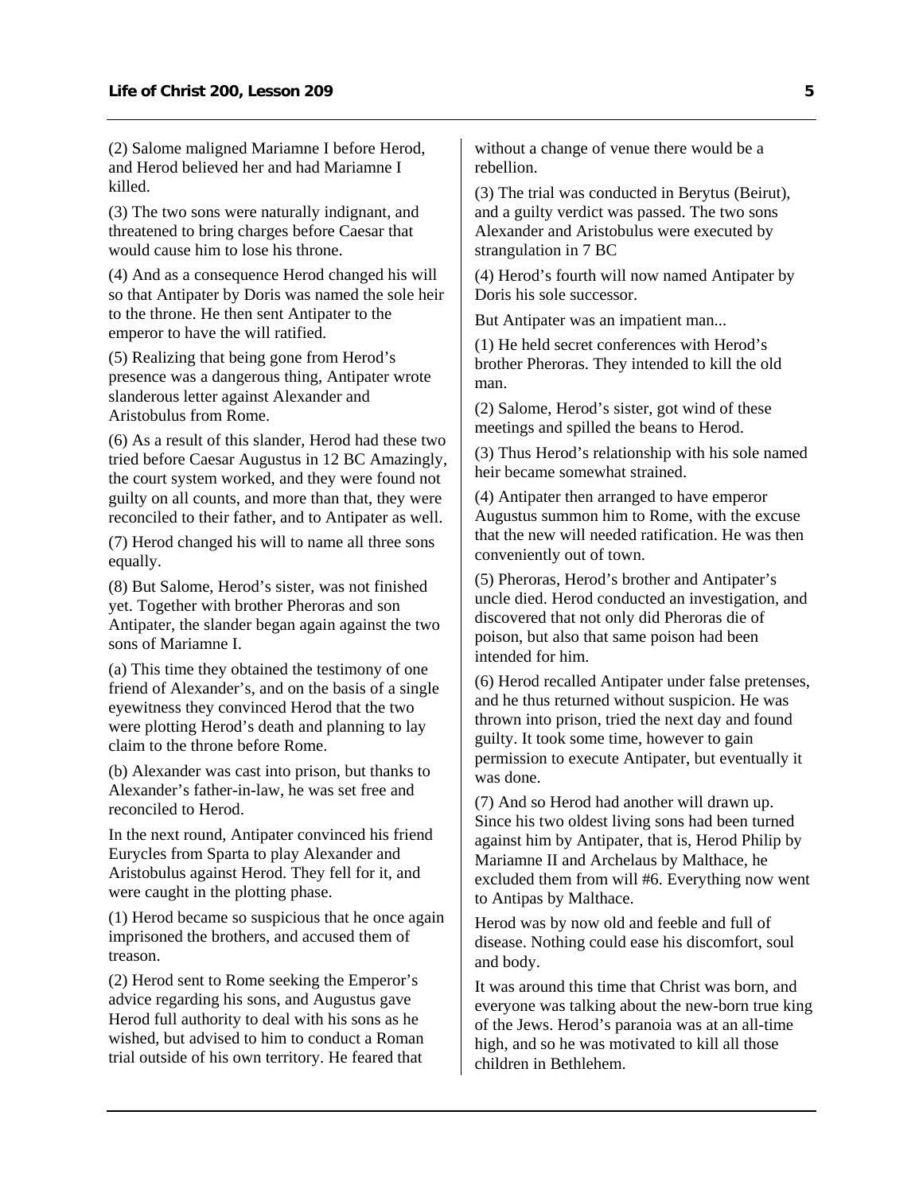(2) Salome maligned Mariamne I before Herod, and Herod believed her and had Mariamne I killed.

(3) The two sons were naturally indignant, and threatened to bring charges before Caesar that would cause him to lose his throne.

(4) And as a consequence Herod changed his will so that Antipater by Doris was named the sole heir to the throne. He then sent Antipater to the emperor to have the will ratified.

(5) Realizing that being gone from Herod's presence was a dangerous thing, Antipater wrote slanderous letter against Alexander and Aristobulus from Rome.

(6) As a result of this slander, Herod had these two tried before Caesar Augustus in 12 BC Amazingly, the court system worked, and they were found not guilty on all counts, and more than that, they were reconciled to their father, and to Antipater as well.

(7) Herod changed his will to name all three sons equally.

(8) But Salome, Herod's sister, was not finished yet. Together with brother Pheroras and son Antipater, the slander began again against the two sons of Mariamne I.

(a) This time they obtained the testimony of one friend of Alexander's, and on the basis of a single eyewitness they convinced Herod that the two were plotting Herod's death and planning to lay claim to the throne before Rome.

(b) Alexander was cast into prison, but thanks to Alexander's father-in-law, he was set free and reconciled to Herod.

In the next round, Antipater convinced his friend Eurycles from Sparta to play Alexander and Aristobulus against Herod. They fell for it, and were caught in the plotting phase.

(1) Herod became so suspicious that he once again imprisoned the brothers, and accused them of treason.

(2) Herod sent to Rome seeking the Emperor's advice regarding his sons, and Augustus gave Herod full authority to deal with his sons as he wished, but advised to him to conduct a Roman trial outside of his own territory. He feared that without a change of venue there would be a rebellion.

(3) The trial was conducted in Berytus (Beirut), and a guilty verdict was passed. The two sons Alexander and Aristobulus were executed by strangulation in 7 BC

(4) Herod's fourth will now named Antipater by Doris his sole successor.

But Antipater was an impatient man...

(1) He held secret conferences with Herod's brother Pheroras. They intended to kill the old man.

(2) Salome, Herod's sister, got wind of these meetings and spilled the beans to Herod.

(3) Thus Herod's relationship with his sole named heir became somewhat strained.

(4) Antipater then arranged to have emperor Augustus summon him to Rome, with the excuse that the new will needed ratification. He was then conveniently out of town.

(5) Pheroras, Herod's brother and Antipater's uncle died. Herod conducted an investigation, and discovered that not only did Pheroras die of poison, but also that same poison had been intended for him.

(6) Herod recalled Antipater under false pretenses, and he thus returned without suspicion. He was thrown into prison, tried the next day and found guilty. It took some time, however to gain permission to execute Antipater, but eventually it was done.

(7) And so Herod had another will drawn up. Since his two oldest living sons had been turned against him by Antipater, that is, Herod Philip by Mariamne II and Archelaus by Malthace, he excluded them from will #6. Everything now went to Antipas by Malthace.

Herod was by now old and feeble and full of disease. Nothing could ease his discomfort, soul and body.

It was around this time that Christ was born, and everyone was talking about the new-born true king of the Jews. Herod's paranoia was at an all-time high, and so he was motivated to kill all those children in Bethlehem.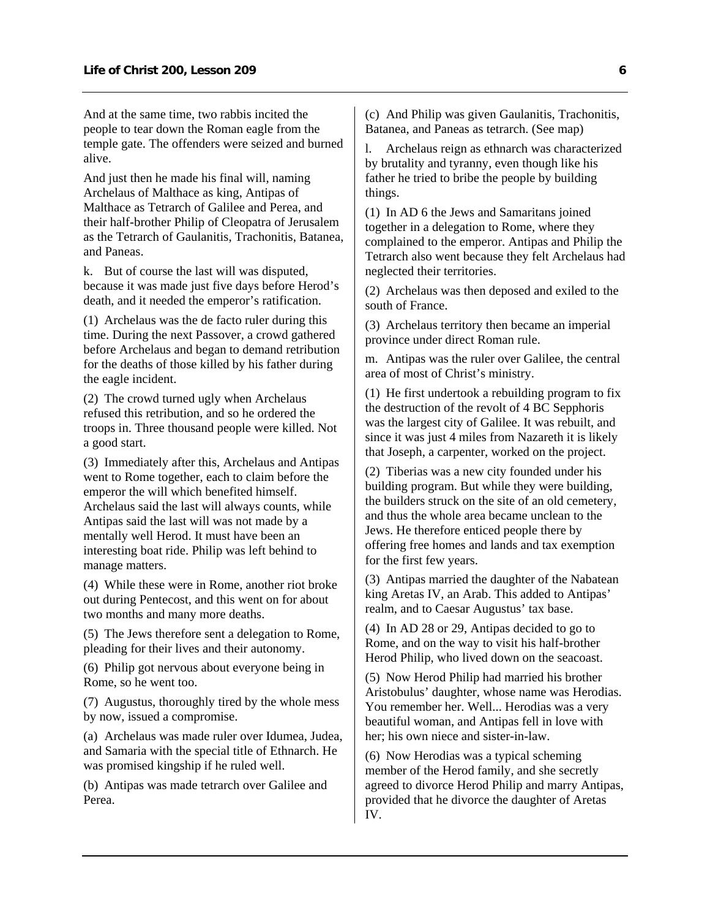And at the same time, two rabbis incited the people to tear down the Roman eagle from the temple gate. The offenders were seized and burned alive.

And just then he made his final will, naming Archelaus of Malthace as king, Antipas of Malthace as Tetrarch of Galilee and Perea, and their half-brother Philip of Cleopatra of Jerusalem as the Tetrarch of Gaulanitis, Trachonitis, Batanea, and Paneas.

k. But of course the last will was disputed, because it was made just five days before Herod's death, and it needed the emperor's ratification.

(1) Archelaus was the de facto ruler during this time. During the next Passover, a crowd gathered before Archelaus and began to demand retribution for the deaths of those killed by his father during the eagle incident.

(2) The crowd turned ugly when Archelaus refused this retribution, and so he ordered the troops in. Three thousand people were killed. Not a good start.

(3) Immediately after this, Archelaus and Antipas went to Rome together, each to claim before the emperor the will which benefited himself. Archelaus said the last will always counts, while Antipas said the last will was not made by a mentally well Herod. It must have been an interesting boat ride. Philip was left behind to manage matters.

(4) While these were in Rome, another riot broke out during Pentecost, and this went on for about two months and many more deaths.

(5) The Jews therefore sent a delegation to Rome, pleading for their lives and their autonomy.

(6) Philip got nervous about everyone being in Rome, so he went too.

(7) Augustus, thoroughly tired by the whole mess by now, issued a compromise.

(a) Archelaus was made ruler over Idumea, Judea, and Samaria with the special title of Ethnarch. He was promised kingship if he ruled well.

(b) Antipas was made tetrarch over Galilee and Perea.

(c) And Philip was given Gaulanitis, Trachonitis, Batanea, and Paneas as tetrarch. (See map)

l. Archelaus reign as ethnarch was characterized by brutality and tyranny, even though like his father he tried to bribe the people by building things.

(1) In AD 6 the Jews and Samaritans joined together in a delegation to Rome, where they complained to the emperor. Antipas and Philip the Tetrarch also went because they felt Archelaus had neglected their territories.

(2) Archelaus was then deposed and exiled to the south of France.

(3) Archelaus territory then became an imperial province under direct Roman rule.

m. Antipas was the ruler over Galilee, the central area of most of Christ's ministry.

(1) He first undertook a rebuilding program to fix the destruction of the revolt of 4 BC Sepphoris was the largest city of Galilee. It was rebuilt, and since it was just 4 miles from Nazareth it is likely that Joseph, a carpenter, worked on the project.

(2) Tiberias was a new city founded under his building program. But while they were building, the builders struck on the site of an old cemetery, and thus the whole area became unclean to the Jews. He therefore enticed people there by offering free homes and lands and tax exemption for the first few years.

(3) Antipas married the daughter of the Nabatean king Aretas IV, an Arab. This added to Antipas' realm, and to Caesar Augustus' tax base.

(4) In AD 28 or 29, Antipas decided to go to Rome, and on the way to visit his half-brother Herod Philip, who lived down on the seacoast.

(5) Now Herod Philip had married his brother Aristobulus' daughter, whose name was Herodias. You remember her. Well... Herodias was a very beautiful woman, and Antipas fell in love with her; his own niece and sister-in-law.

(6) Now Herodias was a typical scheming member of the Herod family, and she secretly agreed to divorce Herod Philip and marry Antipas, provided that he divorce the daughter of Aretas IV.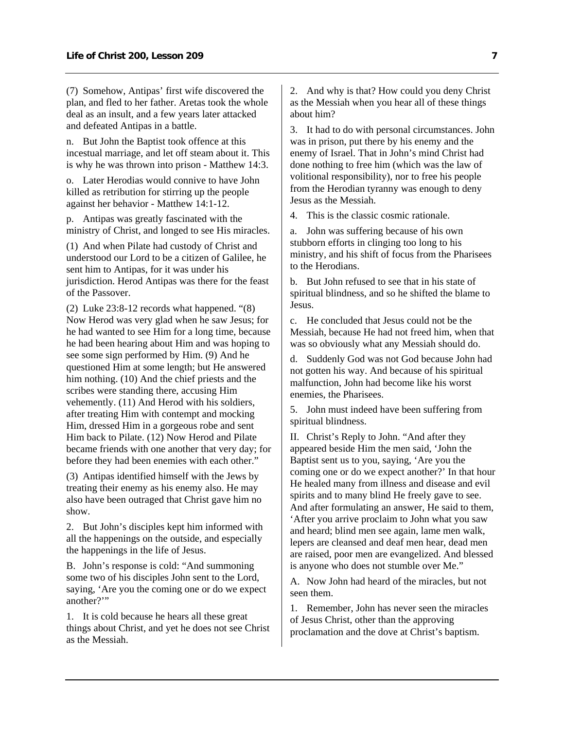(7) Somehow, Antipas' first wife discovered the plan, and fled to her father. Aretas took the whole deal as an insult, and a few years later attacked and defeated Antipas in a battle.

n. But John the Baptist took offence at this incestual marriage, and let off steam about it. This is why he was thrown into prison - Matthew 14:3.

o. Later Herodias would connive to have John killed as retribution for stirring up the people against her behavior - Matthew 14:1-12.

p. Antipas was greatly fascinated with the ministry of Christ, and longed to see His miracles.

(1) And when Pilate had custody of Christ and understood our Lord to be a citizen of Galilee, he sent him to Antipas, for it was under his jurisdiction. Herod Antipas was there for the feast of the Passover.

(2) Luke 23:8-12 records what happened. "(8) Now Herod was very glad when he saw Jesus; for he had wanted to see Him for a long time, because he had been hearing about Him and was hoping to see some sign performed by Him. (9) And he questioned Him at some length; but He answered him nothing. (10) And the chief priests and the scribes were standing there, accusing Him vehemently. (11) And Herod with his soldiers, after treating Him with contempt and mocking Him, dressed Him in a gorgeous robe and sent Him back to Pilate. (12) Now Herod and Pilate became friends with one another that very day; for before they had been enemies with each other."

(3) Antipas identified himself with the Jews by treating their enemy as his enemy also. He may also have been outraged that Christ gave him no show.

2. But John's disciples kept him informed with all the happenings on the outside, and especially the happenings in the life of Jesus.

B. John's response is cold: "And summoning some two of his disciples John sent to the Lord, saying, 'Are you the coming one or do we expect another?'"

1. It is cold because he hears all these great things about Christ, and yet he does not see Christ as the Messiah.

2. And why is that? How could you deny Christ as the Messiah when you hear all of these things about him?

3. It had to do with personal circumstances. John was in prison, put there by his enemy and the enemy of Israel. That in John's mind Christ had done nothing to free him (which was the law of volitional responsibility), nor to free his people from the Herodian tyranny was enough to deny Jesus as the Messiah.

4. This is the classic cosmic rationale.

a. John was suffering because of his own stubborn efforts in clinging too long to his ministry, and his shift of focus from the Pharisees to the Herodians.

b. But John refused to see that in his state of spiritual blindness, and so he shifted the blame to Jesus.

c. He concluded that Jesus could not be the Messiah, because He had not freed him, when that was so obviously what any Messiah should do.

d. Suddenly God was not God because John had not gotten his way. And because of his spiritual malfunction, John had become like his worst enemies, the Pharisees.

5. John must indeed have been suffering from spiritual blindness.

II. Christ's Reply to John. "And after they appeared beside Him the men said, 'John the Baptist sent us to you, saying, 'Are you the coming one or do we expect another?' In that hour He healed many from illness and disease and evil spirits and to many blind He freely gave to see. And after formulating an answer, He said to them, 'After you arrive proclaim to John what you saw and heard; blind men see again, lame men walk, lepers are cleansed and deaf men hear, dead men are raised, poor men are evangelized. And blessed is anyone who does not stumble over Me."

A. Now John had heard of the miracles, but not seen them.

1. Remember, John has never seen the miracles of Jesus Christ, other than the approving proclamation and the dove at Christ's baptism.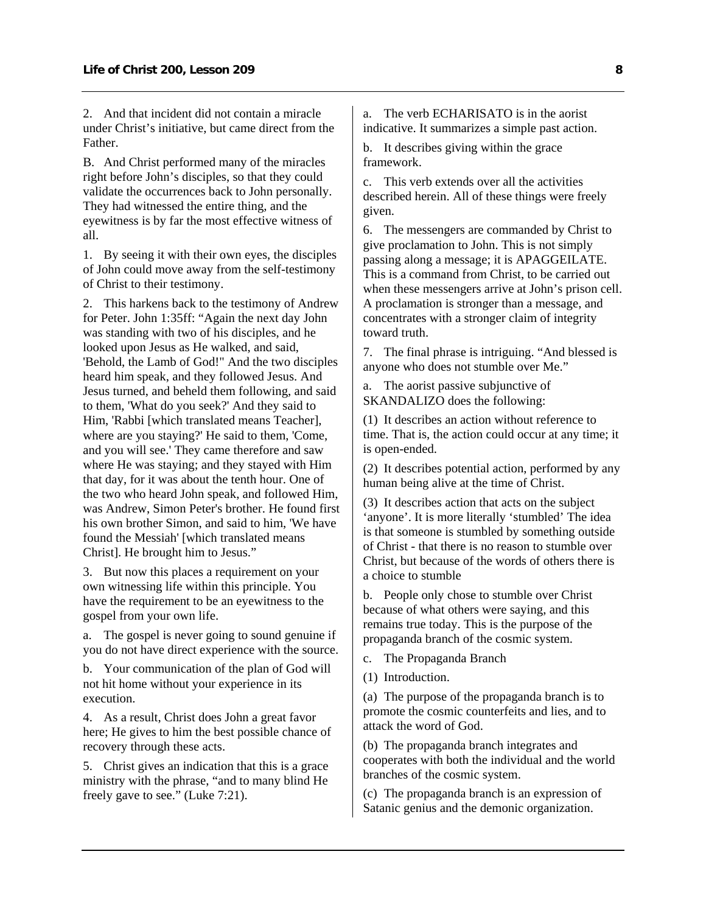2. And that incident did not contain a miracle under Christ's initiative, but came direct from the Father.

B. And Christ performed many of the miracles right before John's disciples, so that they could validate the occurrences back to John personally. They had witnessed the entire thing, and the eyewitness is by far the most effective witness of all.

1. By seeing it with their own eyes, the disciples of John could move away from the self-testimony of Christ to their testimony.

2. This harkens back to the testimony of Andrew for Peter. John 1:35ff: "Again the next day John was standing with two of his disciples, and he looked upon Jesus as He walked, and said, 'Behold, the Lamb of God!" And the two disciples heard him speak, and they followed Jesus. And Jesus turned, and beheld them following, and said to them, 'What do you seek?' And they said to Him, 'Rabbi [which translated means Teacher], where are you staying?' He said to them, 'Come, and you will see.' They came therefore and saw where He was staying; and they stayed with Him that day, for it was about the tenth hour. One of the two who heard John speak, and followed Him, was Andrew, Simon Peter's brother. He found first his own brother Simon, and said to him, 'We have found the Messiah' [which translated means Christ]. He brought him to Jesus."

3. But now this places a requirement on your own witnessing life within this principle. You have the requirement to be an eyewitness to the gospel from your own life.

a. The gospel is never going to sound genuine if you do not have direct experience with the source.

b. Your communication of the plan of God will not hit home without your experience in its execution.

4. As a result, Christ does John a great favor here; He gives to him the best possible chance of recovery through these acts.

5. Christ gives an indication that this is a grace ministry with the phrase, "and to many blind He freely gave to see." (Luke 7:21).

a. The verb ECHARISATO is in the aorist indicative. It summarizes a simple past action.

b. It describes giving within the grace framework.

c. This verb extends over all the activities described herein. All of these things were freely given.

6. The messengers are commanded by Christ to give proclamation to John. This is not simply passing along a message; it is APAGGEILATE. This is a command from Christ, to be carried out when these messengers arrive at John's prison cell. A proclamation is stronger than a message, and concentrates with a stronger claim of integrity toward truth.

7. The final phrase is intriguing. "And blessed is anyone who does not stumble over Me."

a. The aorist passive subjunctive of SKANDALIZO does the following:

(1) It describes an action without reference to time. That is, the action could occur at any time; it is open-ended.

(2) It describes potential action, performed by any human being alive at the time of Christ.

(3) It describes action that acts on the subject 'anyone'. It is more literally 'stumbled' The idea is that someone is stumbled by something outside of Christ - that there is no reason to stumble over Christ, but because of the words of others there is a choice to stumble

b. People only chose to stumble over Christ because of what others were saying, and this remains true today. This is the purpose of the propaganda branch of the cosmic system.

c. The Propaganda Branch

(1) Introduction.

(a) The purpose of the propaganda branch is to promote the cosmic counterfeits and lies, and to attack the word of God.

(b) The propaganda branch integrates and cooperates with both the individual and the world branches of the cosmic system.

(c) The propaganda branch is an expression of Satanic genius and the demonic organization.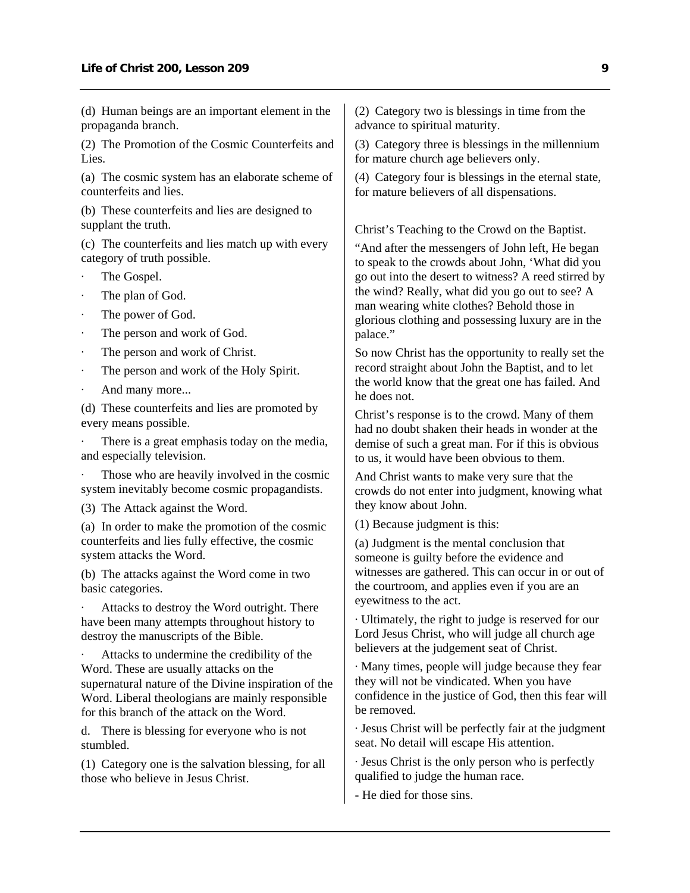(d) Human beings are an important element in the propaganda branch.

(2) The Promotion of the Cosmic Counterfeits and Lies.

(a) The cosmic system has an elaborate scheme of counterfeits and lies.

(b) These counterfeits and lies are designed to supplant the truth.

(c) The counterfeits and lies match up with every category of truth possible.

- The Gospel.
- The plan of God.
- The power of God.
- The person and work of God.
- The person and work of Christ.
- The person and work of the Holy Spirit.
- And many more...

(d) These counterfeits and lies are promoted by every means possible.

- There is a great emphasis today on the media, and especially television.
- Those who are heavily involved in the cosmic system inevitably become cosmic propagandists.

(3) The Attack against the Word.

(a) In order to make the promotion of the cosmic counterfeits and lies fully effective, the cosmic system attacks the Word.

(b) The attacks against the Word come in two basic categories.

- Attacks to destroy the Word outright. There have been many attempts throughout history to destroy the manuscripts of the Bible.
- Attacks to undermine the credibility of the Word. These are usually attacks on the supernatural nature of the Divine inspiration of the Word. Liberal theologians are mainly responsible for this branch of the attack on the Word.

d. There is blessing for everyone who is not stumbled.

(1) Category one is the salvation blessing, for all those who believe in Jesus Christ.

(2) Category two is blessings in time from the advance to spiritual maturity.

(3) Category three is blessings in the millennium for mature church age believers only.

(4) Category four is blessings in the eternal state, for mature believers of all dispensations.

Christ's Teaching to the Crowd on the Baptist.

"And after the messengers of John left, He began to speak to the crowds about John, 'What did you go out into the desert to witness? A reed stirred by the wind? Really, what did you go out to see? A man wearing white clothes? Behold those in glorious clothing and possessing luxury are in the palace."

So now Christ has the opportunity to really set the record straight about John the Baptist, and to let the world know that the great one has failed. And he does not.

Christ's response is to the crowd. Many of them had no doubt shaken their heads in wonder at the demise of such a great man. For if this is obvious to us, it would have been obvious to them.

And Christ wants to make very sure that the crowds do not enter into judgment, knowing what they know about John.

(1) Because judgment is this:

(a) Judgment is the mental conclusion that someone is guilty before the evidence and witnesses are gathered. This can occur in or out of the courtroom, and applies even if you are an eyewitness to the act.

- Ultimately, the right to judge is reserved for our Lord Jesus Christ, who will judge all church age believers at the judgement seat of Christ.
- Many times, people will judge because they fear they will not be vindicated. When you have confidence in the justice of God, then this fear will be removed.
- Jesus Christ will be perfectly fair at the judgment seat. No detail will escape His attention.
- Jesus Christ is the only person who is perfectly qualified to judge the human race.
  - He died for those sins.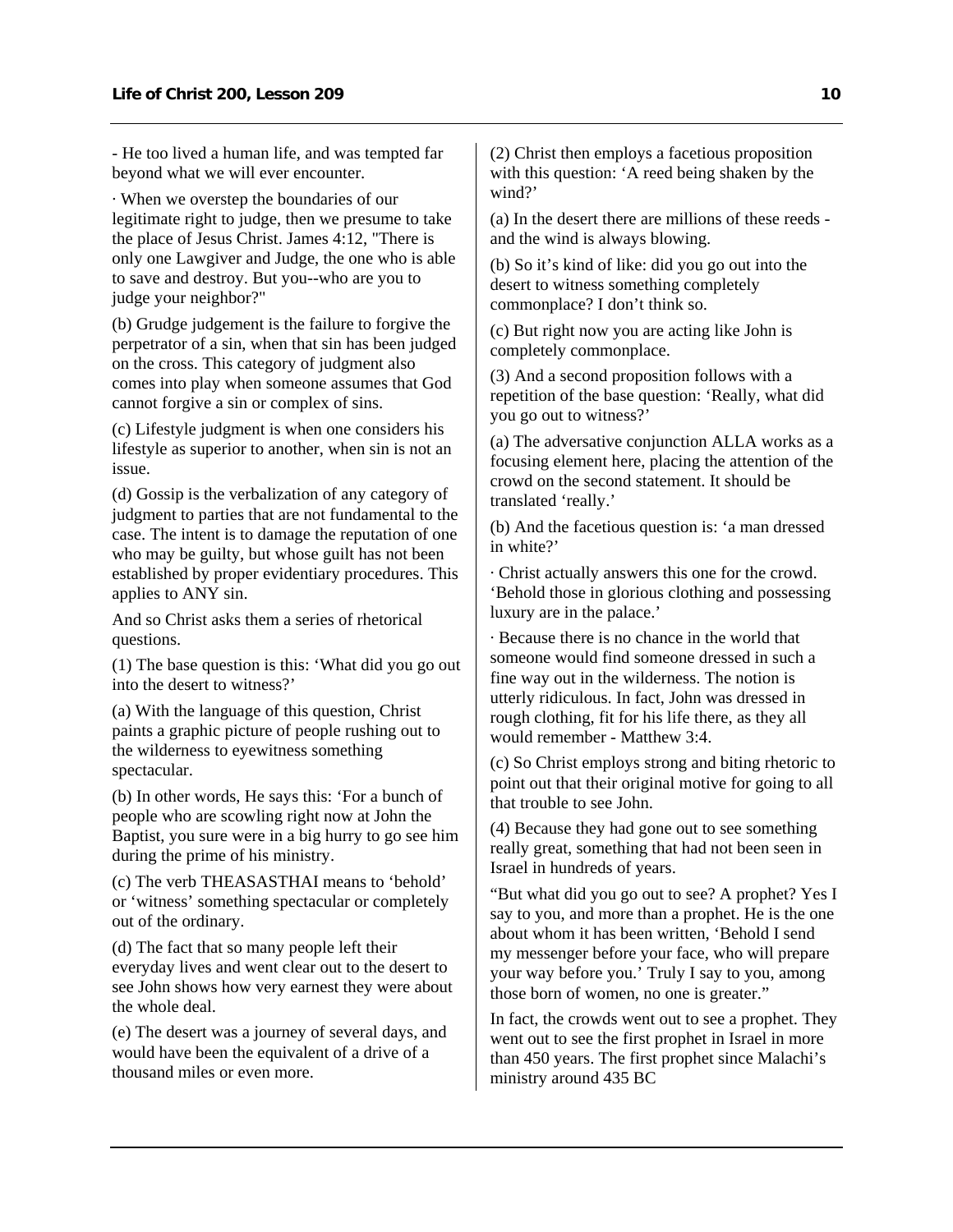- He too lived a human life, and was tempted far beyond what we will ever encounter.

· When we overstep the boundaries of our legitimate right to judge, then we presume to take the place of Jesus Christ. James 4:12, "There is only one Lawgiver and Judge, the one who is able to save and destroy. But you--who are you to judge your neighbor?"

(b) Grudge judgement is the failure to forgive the perpetrator of a sin, when that sin has been judged on the cross. This category of judgment also comes into play when someone assumes that God cannot forgive a sin or complex of sins.

(c) Lifestyle judgment is when one considers his lifestyle as superior to another, when sin is not an issue.

(d) Gossip is the verbalization of any category of judgment to parties that are not fundamental to the case. The intent is to damage the reputation of one who may be guilty, but whose guilt has not been established by proper evidentiary procedures. This applies to ANY sin.

And so Christ asks them a series of rhetorical questions.

(1) The base question is this: 'What did you go out into the desert to witness?'

(a) With the language of this question, Christ paints a graphic picture of people rushing out to the wilderness to eyewitness something spectacular.

(b) In other words, He says this: 'For a bunch of people who are scowling right now at John the Baptist, you sure were in a big hurry to go see him during the prime of his ministry.

(c) The verb THEASASTHAI means to 'behold' or 'witness' something spectacular or completely out of the ordinary.

(d) The fact that so many people left their everyday lives and went clear out to the desert to see John shows how very earnest they were about the whole deal.

(e) The desert was a journey of several days, and would have been the equivalent of a drive of a thousand miles or even more.

(2) Christ then employs a facetious proposition with this question: 'A reed being shaken by the wind?'

(a) In the desert there are millions of these reeds - and the wind is always blowing.

(b) So it's kind of like: did you go out into the desert to witness something completely commonplace? I don't think so.

(c) But right now you are acting like John is completely commonplace.

(3) And a second proposition follows with a repetition of the base question: 'Really, what did you go out to witness?'

(a) The adversative conjunction ALLA works as a focusing element here, placing the attention of the crowd on the second statement. It should be translated 'really.'

(b) And the facetious question is: 'a man dressed in white?'

· Christ actually answers this one for the crowd. 'Behold those in glorious clothing and possessing luxury are in the palace.'

· Because there is no chance in the world that someone would find someone dressed in such a fine way out in the wilderness. The notion is utterly ridiculous. In fact, John was dressed in rough clothing, fit for his life there, as they all would remember - Matthew 3:4.

(c) So Christ employs strong and biting rhetoric to point out that their original motive for going to all that trouble to see John.

(4) Because they had gone out to see something really great, something that had not been seen in Israel in hundreds of years.

"But what did you go out to see? A prophet? Yes I say to you, and more than a prophet. He is the one about whom it has been written, 'Behold I send my messenger before your face, who will prepare your way before you.' Truly I say to you, among those born of women, no one is greater."

In fact, the crowds went out to see a prophet. They went out to see the first prophet in Israel in more than 450 years. The first prophet since Malachi's ministry around 435 BC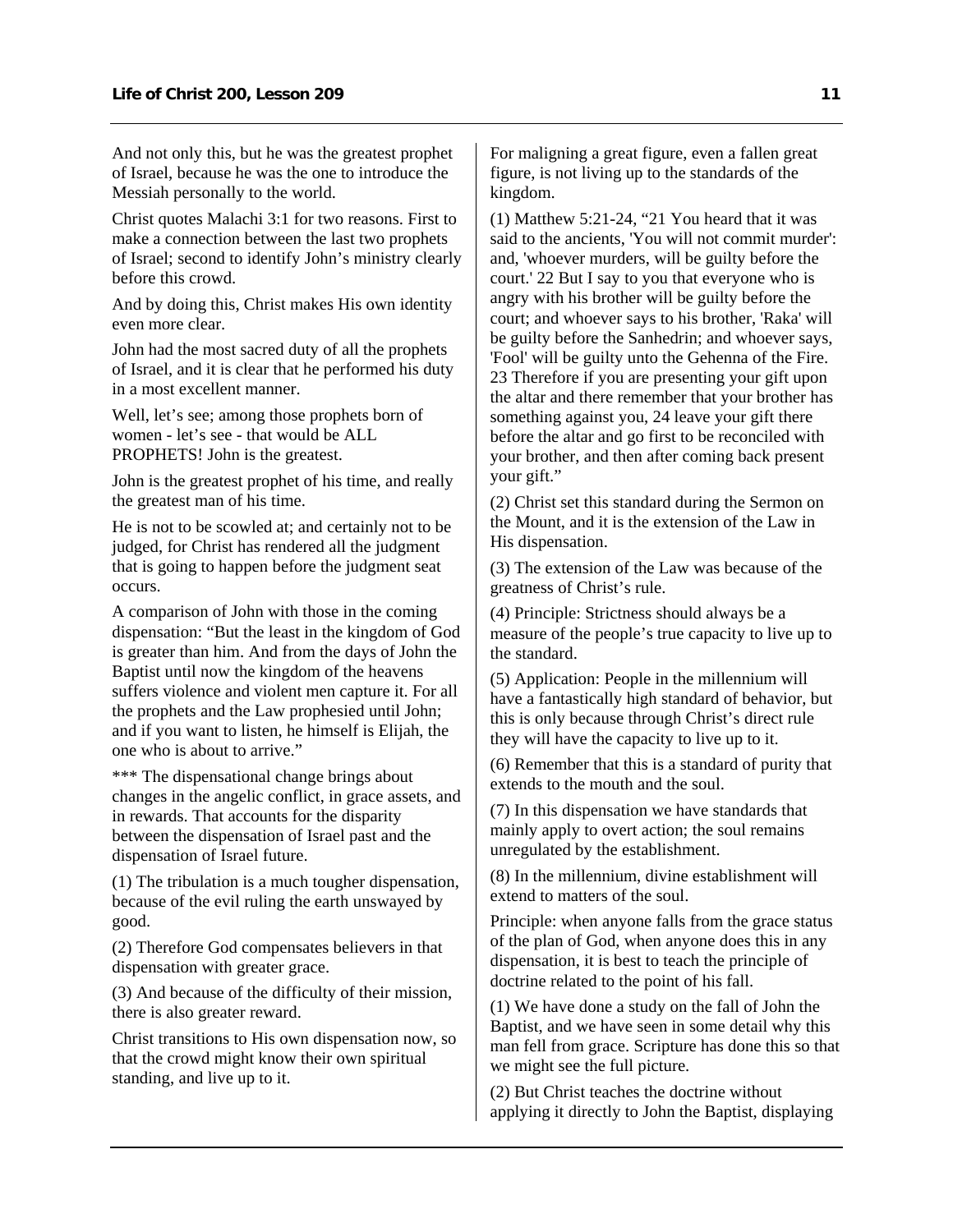And not only this, but he was the greatest prophet of Israel, because he was the one to introduce the Messiah personally to the world.

Christ quotes Malachi 3:1 for two reasons. First to make a connection between the last two prophets of Israel; second to identify John's ministry clearly before this crowd.

And by doing this, Christ makes His own identity even more clear.

John had the most sacred duty of all the prophets of Israel, and it is clear that he performed his duty in a most excellent manner.

Well, let's see; among those prophets born of women - let's see - that would be ALL PROPHETS! John is the greatest.

John is the greatest prophet of his time, and really the greatest man of his time.

He is not to be scowled at; and certainly not to be judged, for Christ has rendered all the judgment that is going to happen before the judgment seat occurs.

A comparison of John with those in the coming dispensation: "But the least in the kingdom of God is greater than him. And from the days of John the Baptist until now the kingdom of the heavens suffers violence and violent men capture it. For all the prophets and the Law prophesied until John; and if you want to listen, he himself is Elijah, the one who is about to arrive."

*** The dispensational change brings about changes in the angelic conflict, in grace assets, and in rewards. That accounts for the disparity between the dispensation of Israel past and the dispensation of Israel future.

(1) The tribulation is a much tougher dispensation, because of the evil ruling the earth unswayed by good.

(2) Therefore God compensates believers in that dispensation with greater grace.

(3) And because of the difficulty of their mission, there is also greater reward.

Christ transitions to His own dispensation now, so that the crowd might know their own spiritual standing, and live up to it.

For maligning a great figure, even a fallen great figure, is not living up to the standards of the kingdom.

(1) Matthew 5:21-24, "21 You heard that it was said to the ancients, 'You will not commit murder': and, 'whoever murders, will be guilty before the court.' 22 But I say to you that everyone who is angry with his brother will be guilty before the court; and whoever says to his brother, 'Raka' will be guilty before the Sanhedrin; and whoever says, 'Fool' will be guilty unto the Gehenna of the Fire. 23 Therefore if you are presenting your gift upon the altar and there remember that your brother has something against you, 24 leave your gift there before the altar and go first to be reconciled with your brother, and then after coming back present your gift."

(2) Christ set this standard during the Sermon on the Mount, and it is the extension of the Law in His dispensation.

(3) The extension of the Law was because of the greatness of Christ's rule.

(4) Principle: Strictness should always be a measure of the people's true capacity to live up to the standard.

(5) Application: People in the millennium will have a fantastically high standard of behavior, but this is only because through Christ's direct rule they will have the capacity to live up to it.

(6) Remember that this is a standard of purity that extends to the mouth and the soul.

(7) In this dispensation we have standards that mainly apply to overt action; the soul remains unregulated by the establishment.

(8) In the millennium, divine establishment will extend to matters of the soul.

Principle: when anyone falls from the grace status of the plan of God, when anyone does this in any dispensation, it is best to teach the principle of doctrine related to the point of his fall.

(1) We have done a study on the fall of John the Baptist, and we have seen in some detail why this man fell from grace. Scripture has done this so that we might see the full picture.

(2) But Christ teaches the doctrine without applying it directly to John the Baptist, displaying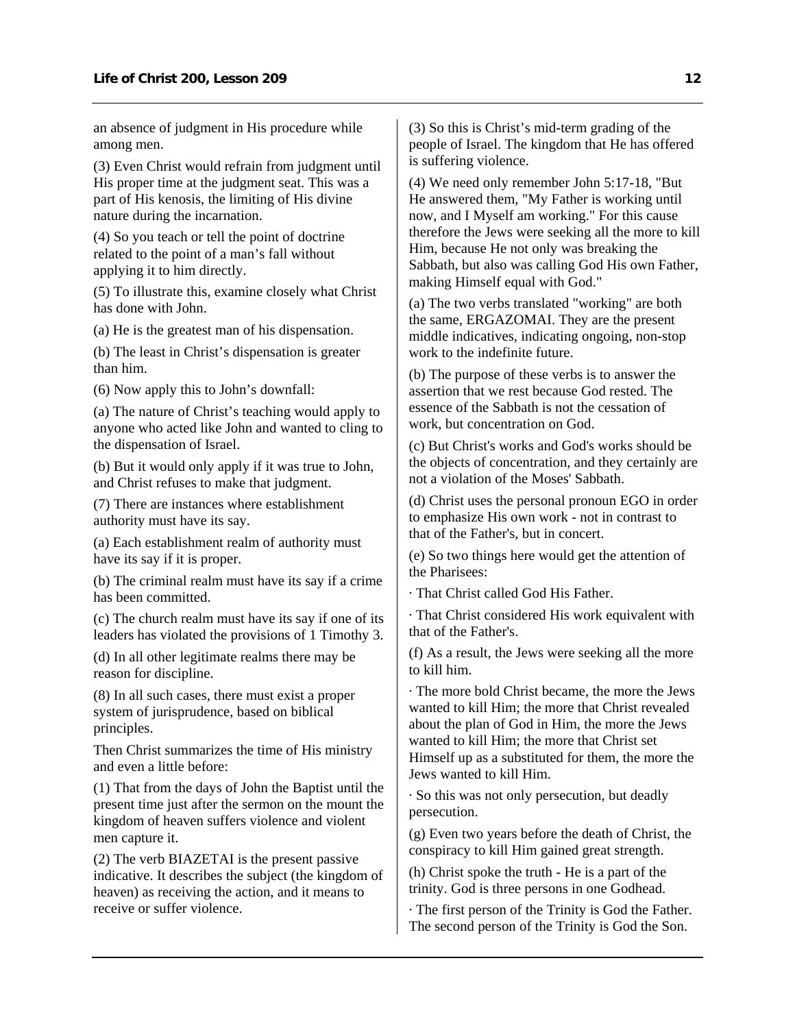an absence of judgment in His procedure while among men.

(3) Even Christ would refrain from judgment until His proper time at the judgment seat. This was a part of His kenosis, the limiting of His divine nature during the incarnation.

(4) So you teach or tell the point of doctrine related to the point of a man's fall without applying it to him directly.

(5) To illustrate this, examine closely what Christ has done with John.

(a) He is the greatest man of his dispensation.

(b) The least in Christ's dispensation is greater than him.

(6) Now apply this to John's downfall:

(a) The nature of Christ's teaching would apply to anyone who acted like John and wanted to cling to the dispensation of Israel.

(b) But it would only apply if it was true to John, and Christ refuses to make that judgment.

(7) There are instances where establishment authority must have its say.

(a) Each establishment realm of authority must have its say if it is proper.

(b) The criminal realm must have its say if a crime has been committed.

(c) The church realm must have its say if one of its leaders has violated the provisions of 1 Timothy 3.

(d) In all other legitimate realms there may be reason for discipline.

(8) In all such cases, there must exist a proper system of jurisprudence, based on biblical principles.

Then Christ summarizes the time of His ministry and even a little before:

(1) That from the days of John the Baptist until the present time just after the sermon on the mount the kingdom of heaven suffers violence and violent men capture it.

(2) The verb BIAZETAI is the present passive indicative. It describes the subject (the kingdom of heaven) as receiving the action, and it means to receive or suffer violence.

(3) So this is Christ's mid-term grading of the people of Israel. The kingdom that He has offered is suffering violence.

(4) We need only remember John 5:17-18, "But He answered them, "My Father is working until now, and I Myself am working." For this cause therefore the Jews were seeking all the more to kill Him, because He not only was breaking the Sabbath, but also was calling God His own Father, making Himself equal with God."

(a) The two verbs translated "working" are both the same, ERGAZOMAI. They are the present middle indicatives, indicating ongoing, non-stop work to the indefinite future.

(b) The purpose of these verbs is to answer the assertion that we rest because God rested. The essence of the Sabbath is not the cessation of work, but concentration on God.

(c) But Christ's works and God's works should be the objects of concentration, and they certainly are not a violation of the Moses' Sabbath.

(d) Christ uses the personal pronoun EGO in order to emphasize His own work - not in contrast to that of the Father's, but in concert.

(e) So two things here would get the attention of the Pharisees:

· That Christ called God His Father.

· That Christ considered His work equivalent with that of the Father's.

(f) As a result, the Jews were seeking all the more to kill him.

· The more bold Christ became, the more the Jews wanted to kill Him; the more that Christ revealed about the plan of God in Him, the more the Jews wanted to kill Him; the more that Christ set Himself up as a substituted for them, the more the Jews wanted to kill Him.

· So this was not only persecution, but deadly persecution.

(g) Even two years before the death of Christ, the conspiracy to kill Him gained great strength.

(h) Christ spoke the truth - He is a part of the trinity. God is three persons in one Godhead.

· The first person of the Trinity is God the Father. The second person of the Trinity is God the Son.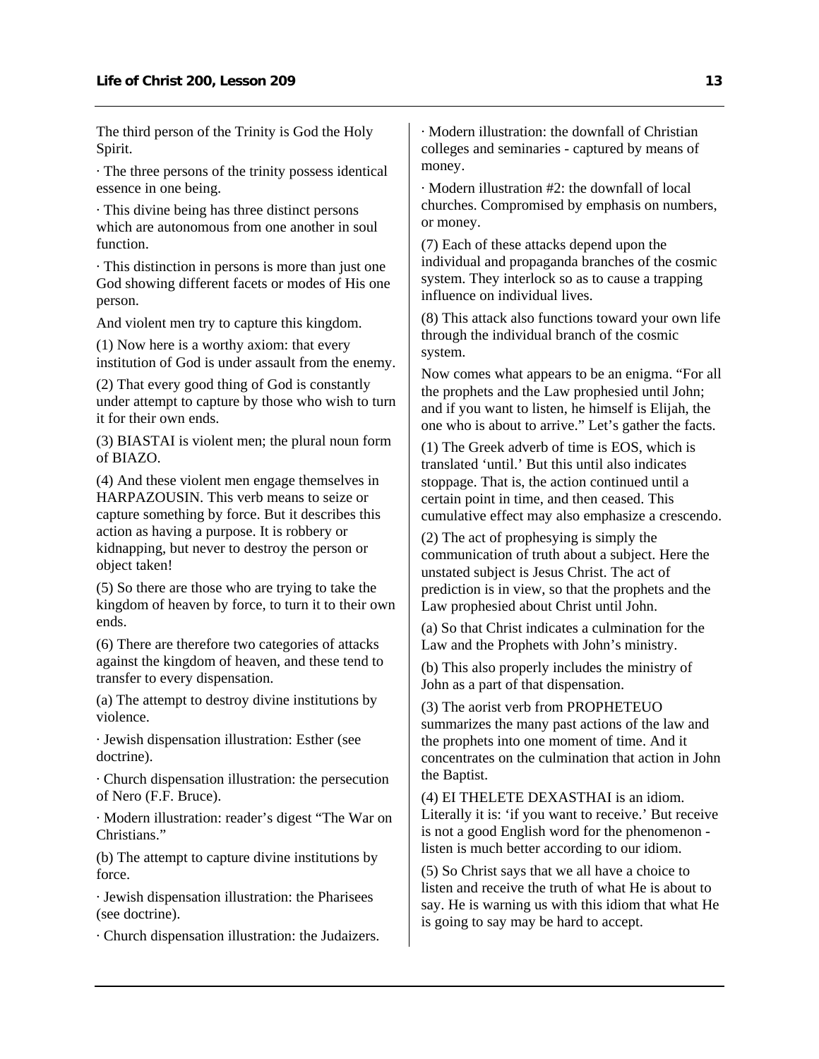The third person of the Trinity is God the Holy Spirit.

· The three persons of the trinity possess identical essence in one being.

· This divine being has three distinct persons which are autonomous from one another in soul function.

· This distinction in persons is more than just one God showing different facets or modes of His one person.

And violent men try to capture this kingdom.

(1) Now here is a worthy axiom: that every institution of God is under assault from the enemy.

(2) That every good thing of God is constantly under attempt to capture by those who wish to turn it for their own ends.

(3) BIASTAI is violent men; the plural noun form of BIAZO.

(4) And these violent men engage themselves in HARPAZOUSIN. This verb means to seize or capture something by force. But it describes this action as having a purpose. It is robbery or kidnapping, but never to destroy the person or object taken!

(5) So there are those who are trying to take the kingdom of heaven by force, to turn it to their own ends.

(6) There are therefore two categories of attacks against the kingdom of heaven, and these tend to transfer to every dispensation.

(a) The attempt to destroy divine institutions by violence.

· Jewish dispensation illustration: Esther (see doctrine).

· Church dispensation illustration: the persecution of Nero (F.F. Bruce).

· Modern illustration: reader's digest "The War on Christians."

(b) The attempt to capture divine institutions by force.

· Jewish dispensation illustration: the Pharisees (see doctrine).

· Church dispensation illustration: the Judaizers.

· Modern illustration: the downfall of Christian colleges and seminaries - captured by means of money.

· Modern illustration #2: the downfall of local churches. Compromised by emphasis on numbers, or money.

(7) Each of these attacks depend upon the individual and propaganda branches of the cosmic system. They interlock so as to cause a trapping influence on individual lives.

(8) This attack also functions toward your own life through the individual branch of the cosmic system.

Now comes what appears to be an enigma. "For all the prophets and the Law prophesied until John; and if you want to listen, he himself is Elijah, the one who is about to arrive." Let's gather the facts.

(1) The Greek adverb of time is EOS, which is translated 'until.' But this until also indicates stoppage. That is, the action continued until a certain point in time, and then ceased. This cumulative effect may also emphasize a crescendo.

(2) The act of prophesying is simply the communication of truth about a subject. Here the unstated subject is Jesus Christ. The act of prediction is in view, so that the prophets and the Law prophesied about Christ until John.

(a) So that Christ indicates a culmination for the Law and the Prophets with John's ministry.

(b) This also properly includes the ministry of John as a part of that dispensation.

(3) The aorist verb from PROPHETEUO summarizes the many past actions of the law and the prophets into one moment of time. And it concentrates on the culmination that action in John the Baptist.

(4) EI THELETE DEXASTHAI is an idiom. Literally it is: 'if you want to receive.' But receive is not a good English word for the phenomenon - listen is much better according to our idiom.

(5) So Christ says that we all have a choice to listen and receive the truth of what He is about to say. He is warning us with this idiom that what He is going to say may be hard to accept.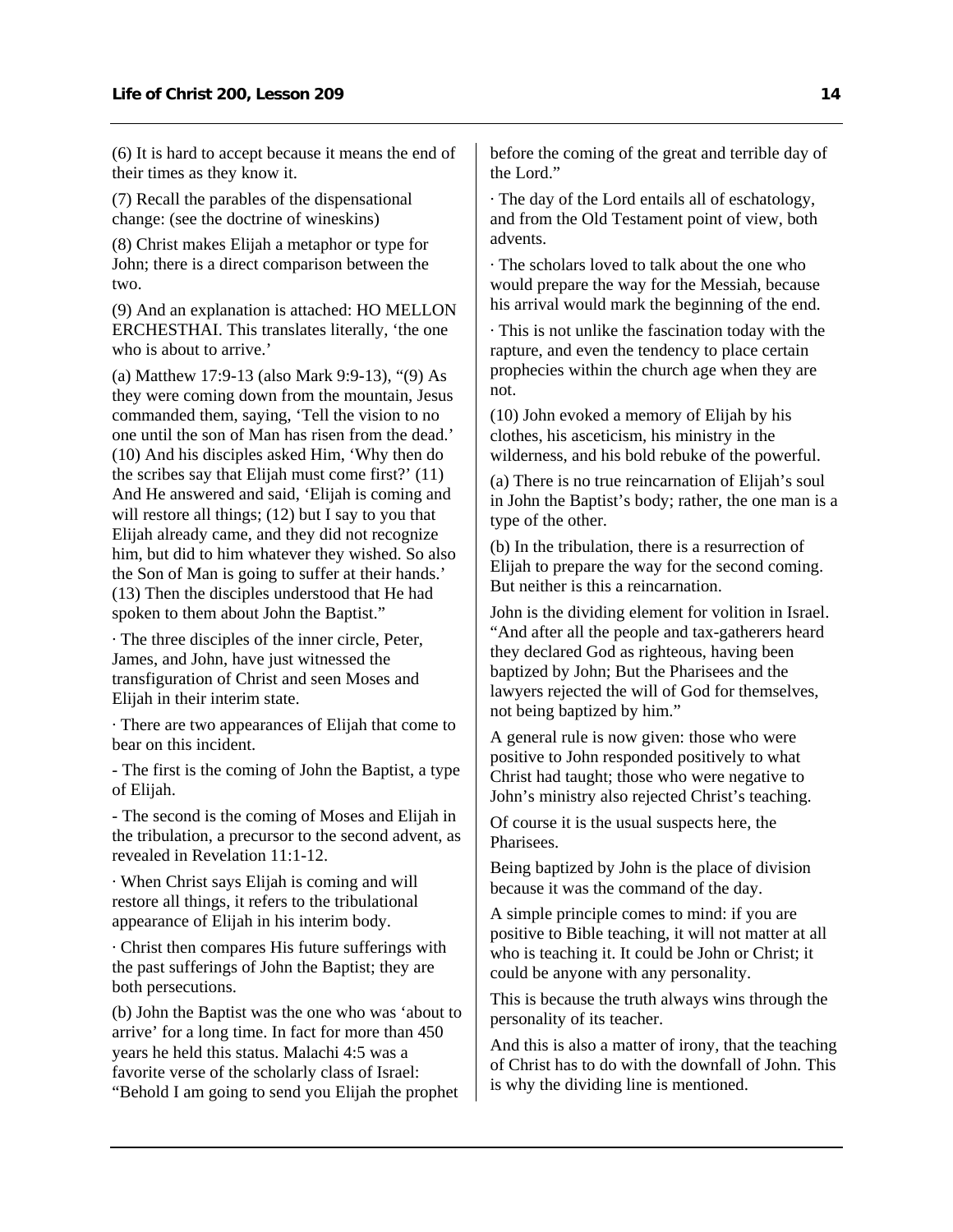(6) It is hard to accept because it means the end of their times as they know it.

(7) Recall the parables of the dispensational change: (see the doctrine of wineskins)

(8) Christ makes Elijah a metaphor or type for John; there is a direct comparison between the two.

(9) And an explanation is attached: HO MELLON ERCHESTHAI. This translates literally, 'the one who is about to arrive.'

(a) Matthew 17:9-13 (also Mark 9:9-13), "(9) As they were coming down from the mountain, Jesus commanded them, saying, 'Tell the vision to no one until the son of Man has risen from the dead.' (10) And his disciples asked Him, 'Why then do the scribes say that Elijah must come first?' (11) And He answered and said, 'Elijah is coming and will restore all things; (12) but I say to you that Elijah already came, and they did not recognize him, but did to him whatever they wished. So also the Son of Man is going to suffer at their hands.' (13) Then the disciples understood that He had spoken to them about John the Baptist."

· The three disciples of the inner circle, Peter, James, and John, have just witnessed the transfiguration of Christ and seen Moses and Elijah in their interim state.

· There are two appearances of Elijah that come to bear on this incident.

- The first is the coming of John the Baptist, a type of Elijah.

- The second is the coming of Moses and Elijah in the tribulation, a precursor to the second advent, as revealed in Revelation 11:1-12.

· When Christ says Elijah is coming and will restore all things, it refers to the tribulational appearance of Elijah in his interim body.

· Christ then compares His future sufferings with the past sufferings of John the Baptist; they are both persecutions.

(b) John the Baptist was the one who was 'about to arrive' for a long time. In fact for more than 450 years he held this status. Malachi 4:5 was a favorite verse of the scholarly class of Israel: "Behold I am going to send you Elijah the prophet before the coming of the great and terrible day of the Lord."

· The day of the Lord entails all of eschatology, and from the Old Testament point of view, both advents.

· The scholars loved to talk about the one who would prepare the way for the Messiah, because his arrival would mark the beginning of the end.

· This is not unlike the fascination today with the rapture, and even the tendency to place certain prophecies within the church age when they are not.

(10) John evoked a memory of Elijah by his clothes, his asceticism, his ministry in the wilderness, and his bold rebuke of the powerful.

(a) There is no true reincarnation of Elijah's soul in John the Baptist's body; rather, the one man is a type of the other.

(b) In the tribulation, there is a resurrection of Elijah to prepare the way for the second coming. But neither is this a reincarnation.

John is the dividing element for volition in Israel. "And after all the people and tax-gatherers heard they declared God as righteous, having been baptized by John; But the Pharisees and the lawyers rejected the will of God for themselves, not being baptized by him."

A general rule is now given: those who were positive to John responded positively to what Christ had taught; those who were negative to John's ministry also rejected Christ's teaching.

Of course it is the usual suspects here, the Pharisees.

Being baptized by John is the place of division because it was the command of the day.

A simple principle comes to mind: if you are positive to Bible teaching, it will not matter at all who is teaching it. It could be John or Christ; it could be anyone with any personality.

This is because the truth always wins through the personality of its teacher.

And this is also a matter of irony, that the teaching of Christ has to do with the downfall of John. This is why the dividing line is mentioned.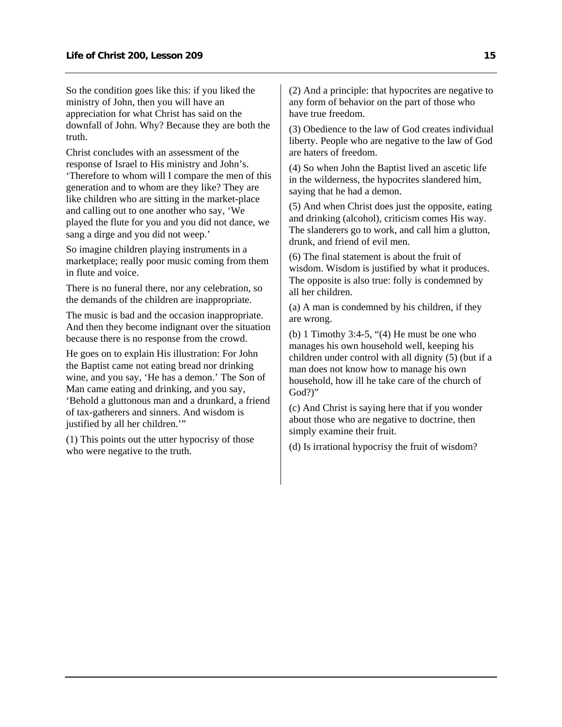So the condition goes like this: if you liked the ministry of John, then you will have an appreciation for what Christ has said on the downfall of John. Why? Because they are both the truth.

Christ concludes with an assessment of the response of Israel to His ministry and John's. 'Therefore to whom will I compare the men of this generation and to whom are they like? They are like children who are sitting in the market-place and calling out to one another who say, 'We played the flute for you and you did not dance, we sang a dirge and you did not weep.'

So imagine children playing instruments in a marketplace; really poor music coming from them in flute and voice.

There is no funeral there, nor any celebration, so the demands of the children are inappropriate.

The music is bad and the occasion inappropriate. And then they become indignant over the situation because there is no response from the crowd.

He goes on to explain His illustration: For John the Baptist came not eating bread nor drinking wine, and you say, 'He has a demon.' The Son of Man came eating and drinking, and you say, 'Behold a gluttonous man and a drunkard, a friend of tax-gatherers and sinners. And wisdom is justified by all her children.'"

(1) This points out the utter hypocrisy of those who were negative to the truth.

(2) And a principle: that hypocrites are negative to any form of behavior on the part of those who have true freedom.

(3) Obedience to the law of God creates individual liberty. People who are negative to the law of God are haters of freedom.

(4) So when John the Baptist lived an ascetic life in the wilderness, the hypocrites slandered him, saying that he had a demon.

(5) And when Christ does just the opposite, eating and drinking (alcohol), criticism comes His way. The slanderers go to work, and call him a glutton, drunk, and friend of evil men.

(6) The final statement is about the fruit of wisdom. Wisdom is justified by what it produces. The opposite is also true: folly is condemned by all her children.

(a) A man is condemned by his children, if they are wrong.

(b) 1 Timothy 3:4-5, "(4) He must be one who manages his own household well, keeping his children under control with all dignity (5) (but if a man does not know how to manage his own household, how ill he take care of the church of God?)"

(c) And Christ is saying here that if you wonder about those who are negative to doctrine, then simply examine their fruit.

(d) Is irrational hypocrisy the fruit of wisdom?